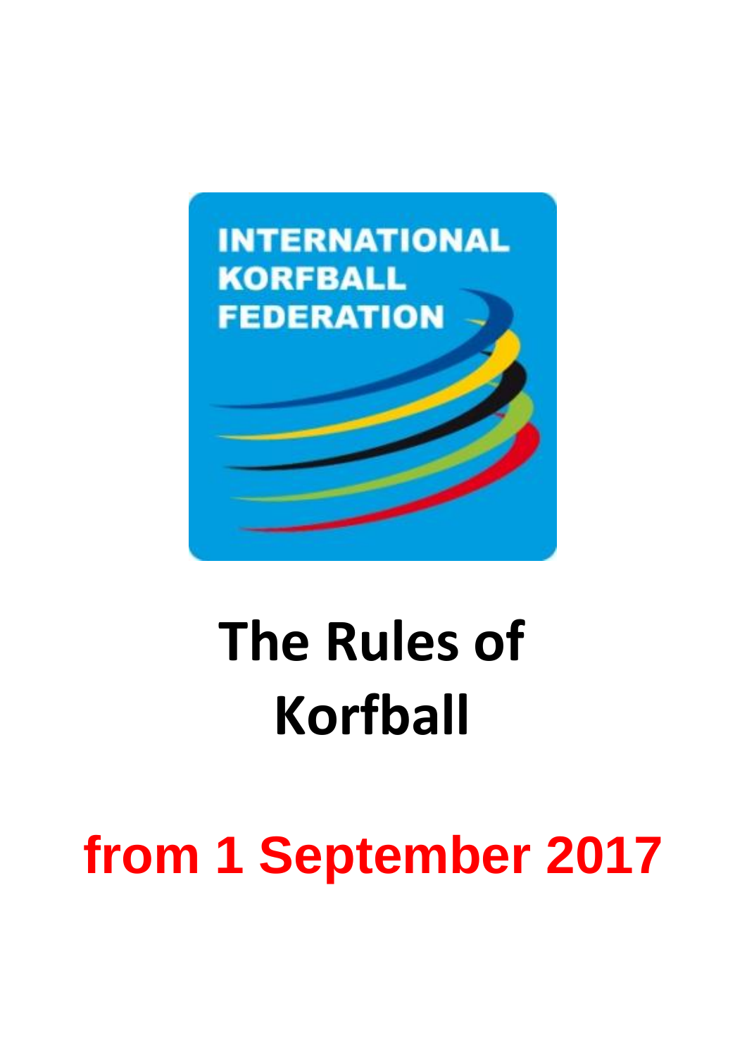INTERNATIONAL KORFBALL FEDERATION

# The Rules of Korfball

## from 1 September 2017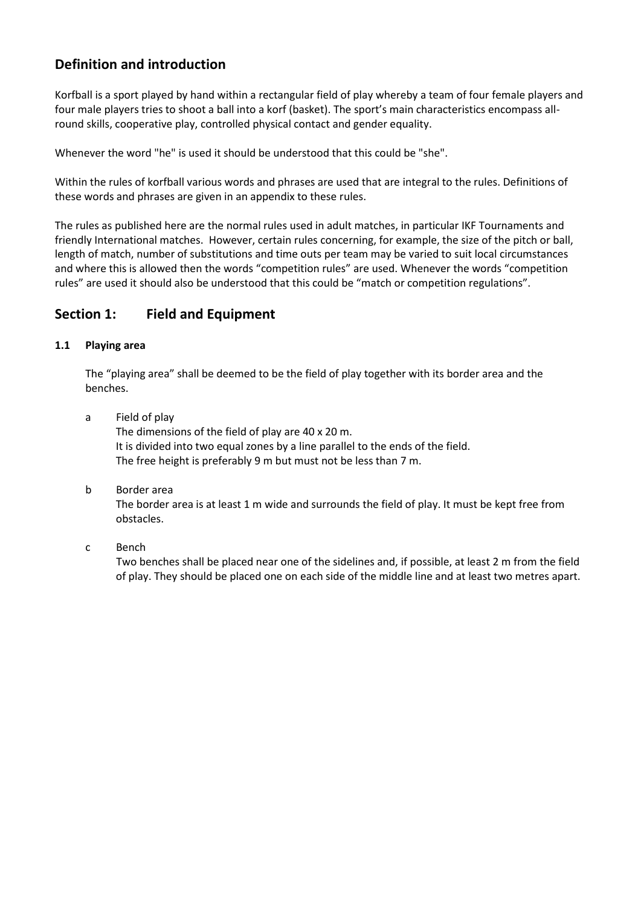## Definition and introduction

Korfball is a sport played by hand within a rectangular field of play whereby a team of four female players and four male players tries to shoot a ball into a korf (basket). The sport's main characteristics encompass all-round skills, cooperative play, controlled physical contact and gender equality.

Whenever the word "he" is used it should be understood that this could be "she".

Within the rules of korfball various words and phrases are used that are integral to the rules. Definitions of these words and phrases are given in an appendix to these rules.

The rules as published here are the normal rules used in adult matches, in particular IKF Tournaments and friendly International matches. However, certain rules concerning, for example, the size of the pitch or ball, length of match, number of substitutions and time outs per team may be varied to suit local circumstances and where this is allowed then the words "competition rules" are used. Whenever the words "competition rules" are used it should also be understood that this could be "match or competition regulations".

## Section 1: Field and Equipment

### 1.1 Playing area

The "playing area" shall be deemed to be the field of play together with its border area and the benches.

a. Field of play
   The dimensions of the field of play are 40 x 20 m.
   It is divided into two equal zones by a line parallel to the ends of the field.
   The free height is preferably 9 m but must not be less than 7 m.

b. Border area
   The border area is at least 1 m wide and surrounds the field of play. It must be kept free from obstacles.

c. Bench
   Two benches shall be placed near one of the sidelines and, if possible, at least 2 m from the field of play. They should be placed one on each side of the middle line and at least two metres apart.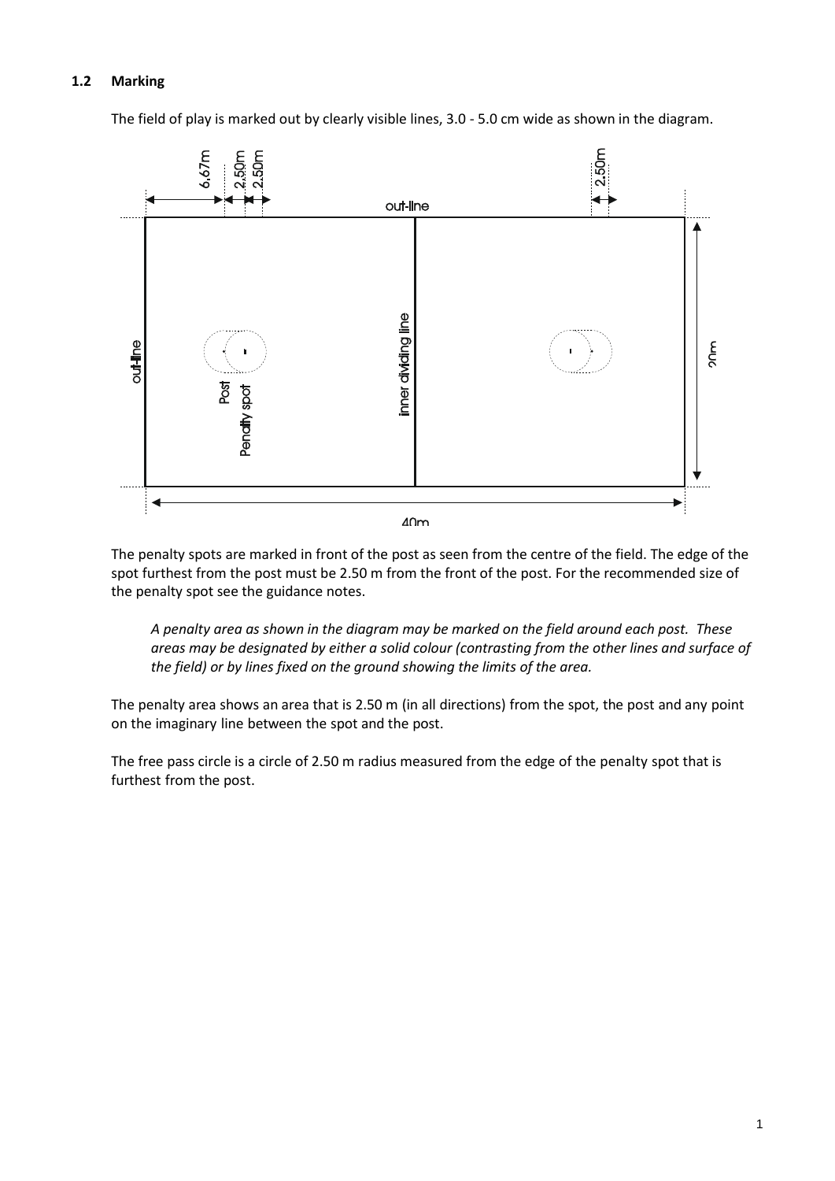### 1.2 Marking

The field of play is marked out by clearly visible lines, 3.0 - 5.0 cm wide as shown in the diagram.

The penalty spots are marked in front of the post as seen from the centre of the field. The edge of the spot furthest from the post must be 2.50 m from the front of the post. For the recommended size of the penalty spot see the guidance notes.

*A penalty area as shown in the diagram may be marked on the field around each post. These areas may be designated by either a solid colour (contrasting from the other lines and surface of the field) or by lines fixed on the ground showing the limits of the area.*

The penalty area shows an area that is 2.50 m (in all directions) from the spot, the post and any point on the imaginary line between the spot and the post.

The free pass circle is a circle of 2.50 m radius measured from the edge of the penalty spot that is furthest from the post.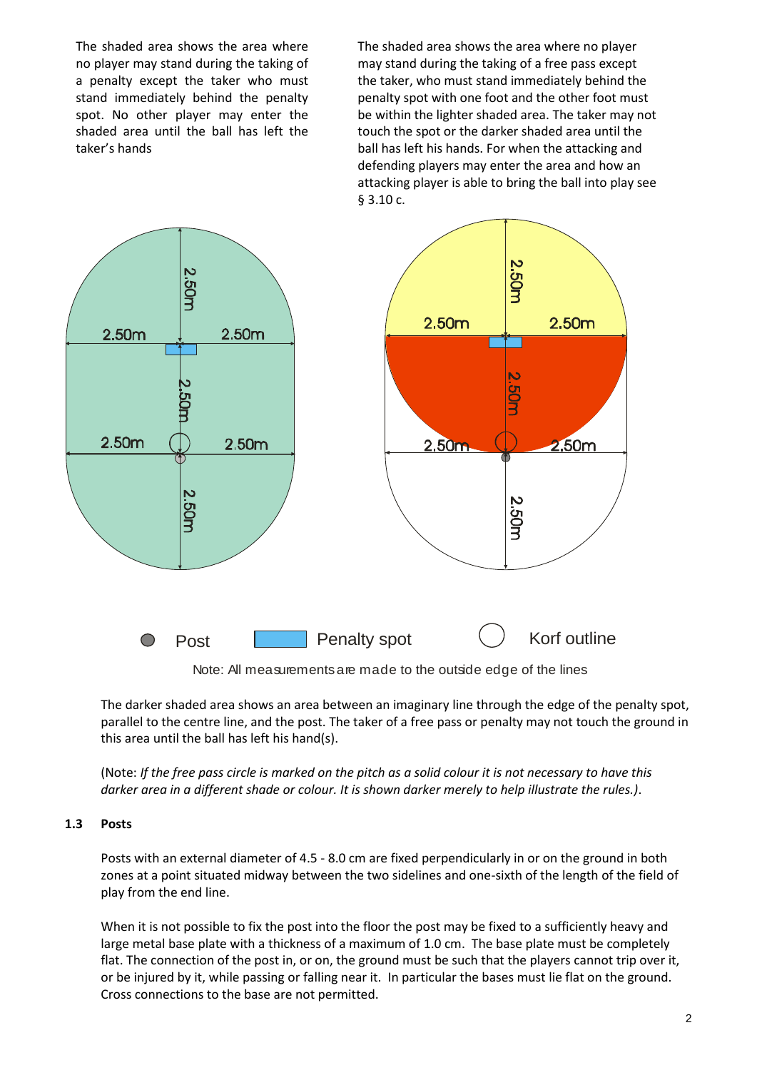The shaded area shows the area where no player may stand during the taking of a penalty except the taker who must stand immediately behind the penalty spot. No other player may enter the shaded area until the ball has left the taker's hands

The shaded area shows the area where no player may stand during the taking of a free pass except the taker, who must stand immediately behind the penalty spot with one foot and the other foot must be within the lighter shaded area. The taker may not touch the spot or the darker shaded area until the ball has left his hands. For when the attacking and defending players may enter the area and how an attacking player is able to bring the ball into play see § 3.10 c.

Post Penalty spot Korf outline

Note: All measurements are made to the outside edge of the lines

The darker shaded area shows an area between an imaginary line through the edge of the penalty spot, parallel to the centre line, and the post. The taker of a free pass or penalty may not touch the ground in this area until the ball has left his hand(s).

(Note: *If the free pass circle is marked on the pitch as a solid colour it is not necessary to have this darker area in a different shade or colour. It is shown darker merely to help illustrate the rules.)*.

### 1.3 Posts

Posts with an external diameter of 4.5 - 8.0 cm are fixed perpendicularly in or on the ground in both zones at a point situated midway between the two sidelines and one-sixth of the length of the field of play from the end line.

When it is not possible to fix the post into the floor the post may be fixed to a sufficiently heavy and large metal base plate with a thickness of a maximum of 1.0 cm. The base plate must be completely flat. The connection of the post in, or on, the ground must be such that the players cannot trip over it, or be injured by it, while passing or falling near it. In particular the bases must lie flat on the ground. Cross connections to the base are not permitted.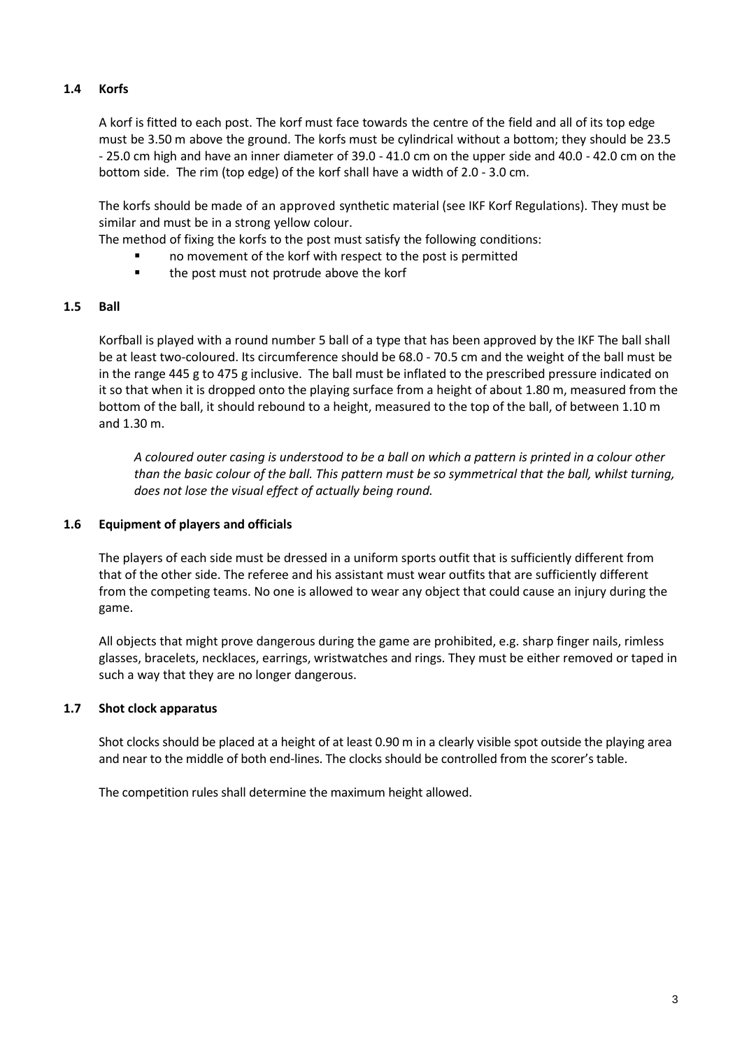### 1.4 Korfs

A korf is fitted to each post. The korf must face towards the centre of the field and all of its top edge must be 3.50 m above the ground. The korfs must be cylindrical without a bottom; they should be 23.5 - 25.0 cm high and have an inner diameter of 39.0 - 41.0 cm on the upper side and 40.0 - 42.0 cm on the bottom side. The rim (top edge) of the korf shall have a width of 2.0 - 3.0 cm.

The korfs should be made of an approved synthetic material (see IKF Korf Regulations). They must be similar and must be in a strong yellow colour.

The method of fixing the korfs to the post must satisfy the following conditions:

- no movement of the korf with respect to the post is permitted
- the post must not protrude above the korf

### 1.5 Ball

Korfball is played with a round number 5 ball of a type that has been approved by the IKF The ball shall be at least two-coloured. Its circumference should be 68.0 - 70.5 cm and the weight of the ball must be in the range 445 g to 475 g inclusive. The ball must be inflated to the prescribed pressure indicated on it so that when it is dropped onto the playing surface from a height of about 1.80 m, measured from the bottom of the ball, it should rebound to a height, measured to the top of the ball, of between 1.10 m and 1.30 m.

*A coloured outer casing is understood to be a ball on which a pattern is printed in a colour other than the basic colour of the ball. This pattern must be so symmetrical that the ball, whilst turning, does not lose the visual effect of actually being round.*

### 1.6 Equipment of players and officials

The players of each side must be dressed in a uniform sports outfit that is sufficiently different from that of the other side. The referee and his assistant must wear outfits that are sufficiently different from the competing teams. No one is allowed to wear any object that could cause an injury during the game.

All objects that might prove dangerous during the game are prohibited, e.g. sharp finger nails, rimless glasses, bracelets, necklaces, earrings, wristwatches and rings. They must be either removed or taped in such a way that they are no longer dangerous.

### 1.7 Shot clock apparatus

Shot clocks should be placed at a height of at least 0.90 m in a clearly visible spot outside the playing area and near to the middle of both end-lines. The clocks should be controlled from the scorer's table.

The competition rules shall determine the maximum height allowed.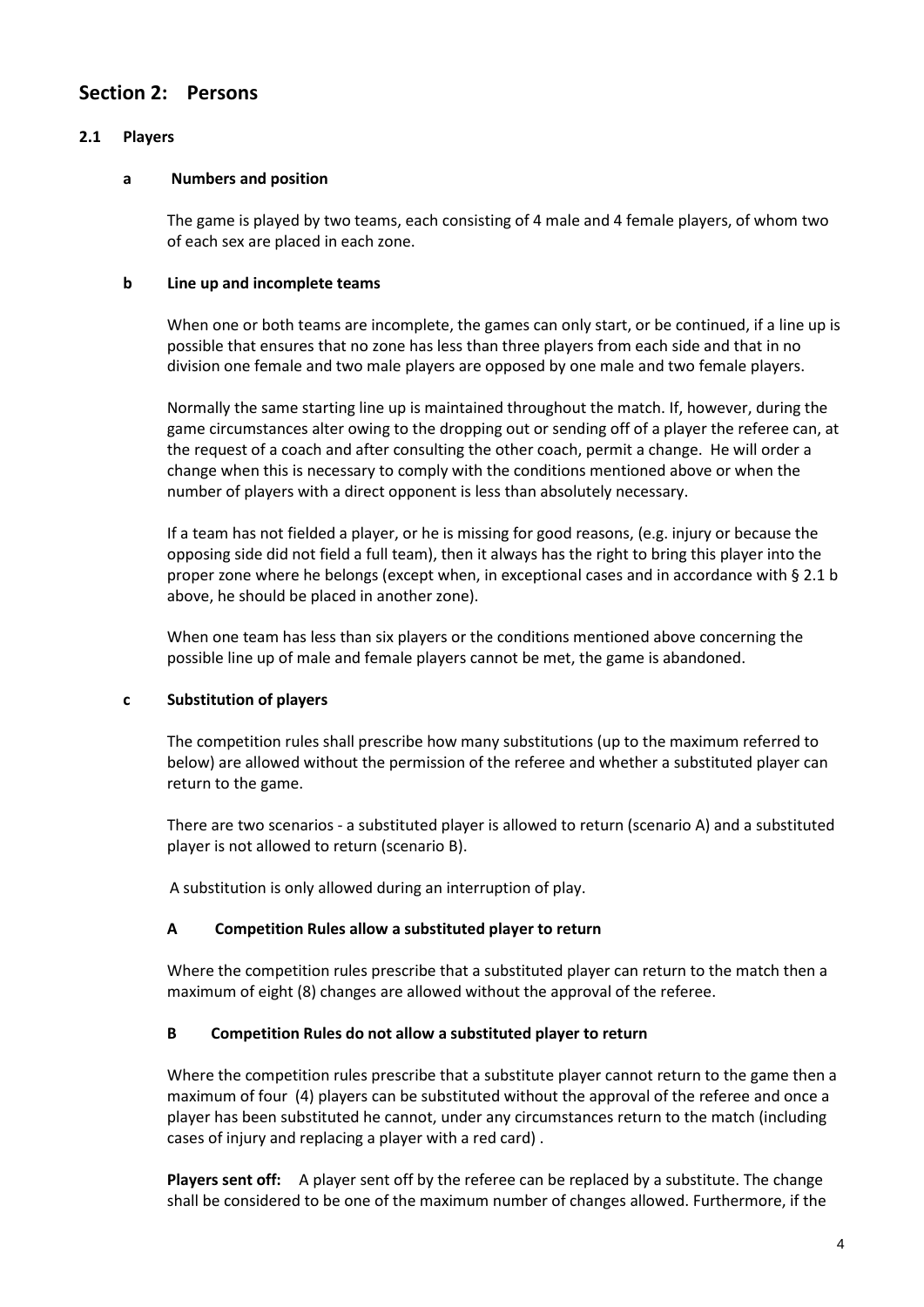## Section 2: Persons

### 2.1 Players

#### a Numbers and position

The game is played by two teams, each consisting of 4 male and 4 female players, of whom two of each sex are placed in each zone.

#### b Line up and incomplete teams

When one or both teams are incomplete, the games can only start, or be continued, if a line up is possible that ensures that no zone has less than three players from each side and that in no division one female and two male players are opposed by one male and two female players.

Normally the same starting line up is maintained throughout the match. If, however, during the game circumstances alter owing to the dropping out or sending off of a player the referee can, at the request of a coach and after consulting the other coach, permit a change. He will order a change when this is necessary to comply with the conditions mentioned above or when the number of players with a direct opponent is less than absolutely necessary.

If a team has not fielded a player, or he is missing for good reasons, (e.g. injury or because the opposing side did not field a full team), then it always has the right to bring this player into the proper zone where he belongs (except when, in exceptional cases and in accordance with § 2.1 b above, he should be placed in another zone).

When one team has less than six players or the conditions mentioned above concerning the possible line up of male and female players cannot be met, the game is abandoned.

#### c Substitution of players

The competition rules shall prescribe how many substitutions (up to the maximum referred to below) are allowed without the permission of the referee and whether a substituted player can return to the game.

There are two scenarios - a substituted player is allowed to return (scenario A) and a substituted player is not allowed to return (scenario B).

A substitution is only allowed during an interruption of play.

**A Competition Rules allow a substituted player to return**

Where the competition rules prescribe that a substituted player can return to the match then a maximum of eight (8) changes are allowed without the approval of the referee.

**B Competition Rules do not allow a substituted player to return**

Where the competition rules prescribe that a substitute player cannot return to the game then a maximum of four (4) players can be substituted without the approval of the referee and once a player has been substituted he cannot, under any circumstances return to the match (including cases of injury and replacing a player with a red card) .

**Players sent off:** A player sent off by the referee can be replaced by a substitute. The change shall be considered to be one of the maximum number of changes allowed. Furthermore, if the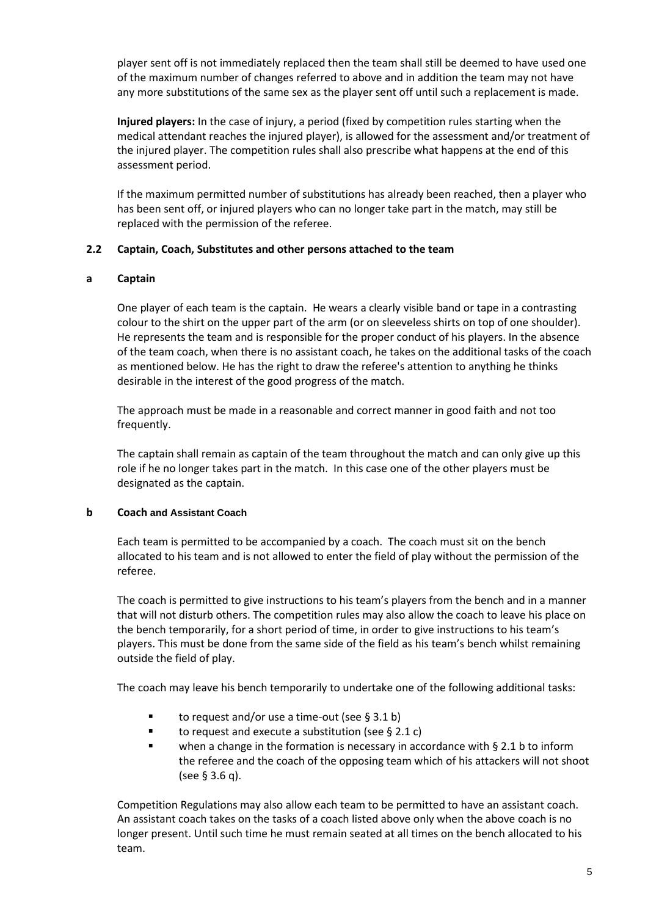player sent off is not immediately replaced then the team shall still be deemed to have used one of the maximum number of changes referred to above and in addition the team may not have any more substitutions of the same sex as the player sent off until such a replacement is made.

**Injured players:** In the case of injury, a period (fixed by competition rules starting when the medical attendant reaches the injured player), is allowed for the assessment and/or treatment of the injured player. The competition rules shall also prescribe what happens at the end of this assessment period.

If the maximum permitted number of substitutions has already been reached, then a player who has been sent off, or injured players who can no longer take part in the match, may still be replaced with the permission of the referee.

### 2.2 Captain, Coach, Substitutes and other persons attached to the team

#### a Captain

One player of each team is the captain. He wears a clearly visible band or tape in a contrasting colour to the shirt on the upper part of the arm (or on sleeveless shirts on top of one shoulder). He represents the team and is responsible for the proper conduct of his players. In the absence of the team coach, when there is no assistant coach, he takes on the additional tasks of the coach as mentioned below. He has the right to draw the referee's attention to anything he thinks desirable in the interest of the good progress of the match.

The approach must be made in a reasonable and correct manner in good faith and not too frequently.

The captain shall remain as captain of the team throughout the match and can only give up this role if he no longer takes part in the match. In this case one of the other players must be designated as the captain.

#### b Coach and Assistant Coach

Each team is permitted to be accompanied by a coach. The coach must sit on the bench allocated to his team and is not allowed to enter the field of play without the permission of the referee.

The coach is permitted to give instructions to his team's players from the bench and in a manner that will not disturb others. The competition rules may also allow the coach to leave his place on the bench temporarily, for a short period of time, in order to give instructions to his team's players. This must be done from the same side of the field as his team's bench whilst remaining outside the field of play.

The coach may leave his bench temporarily to undertake one of the following additional tasks:

- to request and/or use a time-out (see § 3.1 b)
- to request and execute a substitution (see § 2.1 c)
- when a change in the formation is necessary in accordance with § 2.1 b to inform the referee and the coach of the opposing team which of his attackers will not shoot (see § 3.6 q).

Competition Regulations may also allow each team to be permitted to have an assistant coach. An assistant coach takes on the tasks of a coach listed above only when the above coach is no longer present. Until such time he must remain seated at all times on the bench allocated to his team.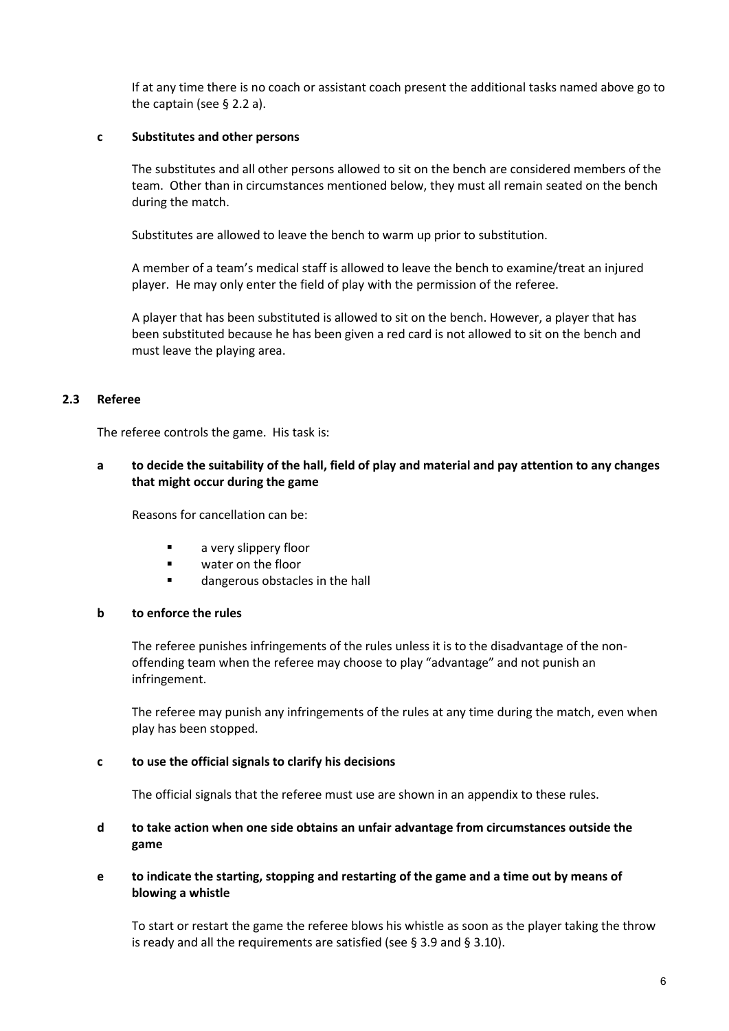If at any time there is no coach or assistant coach present the additional tasks named above go to the captain (see § 2.2 a).

**c Substitutes and other persons**

The substitutes and all other persons allowed to sit on the bench are considered members of the team. Other than in circumstances mentioned below, they must all remain seated on the bench during the match.

Substitutes are allowed to leave the bench to warm up prior to substitution.

A member of a team's medical staff is allowed to leave the bench to examine/treat an injured player. He may only enter the field of play with the permission of the referee.

A player that has been substituted is allowed to sit on the bench. However, a player that has been substituted because he has been given a red card is not allowed to sit on the bench and must leave the playing area.

## 2.3 Referee

The referee controls the game. His task is:

**a to decide the suitability of the hall, field of play and material and pay attention to any changes that might occur during the game**

Reasons for cancellation can be:

- a very slippery floor
- water on the floor
- dangerous obstacles in the hall

**b to enforce the rules**

The referee punishes infringements of the rules unless it is to the disadvantage of the non-offending team when the referee may choose to play "advantage" and not punish an infringement.

The referee may punish any infringements of the rules at any time during the match, even when play has been stopped.

**c to use the official signals to clarify his decisions**

The official signals that the referee must use are shown in an appendix to these rules.

**d to take action when one side obtains an unfair advantage from circumstances outside the game**

**e to indicate the starting, stopping and restarting of the game and a time out by means of blowing a whistle**

To start or restart the game the referee blows his whistle as soon as the player taking the throw is ready and all the requirements are satisfied (see § 3.9 and § 3.10).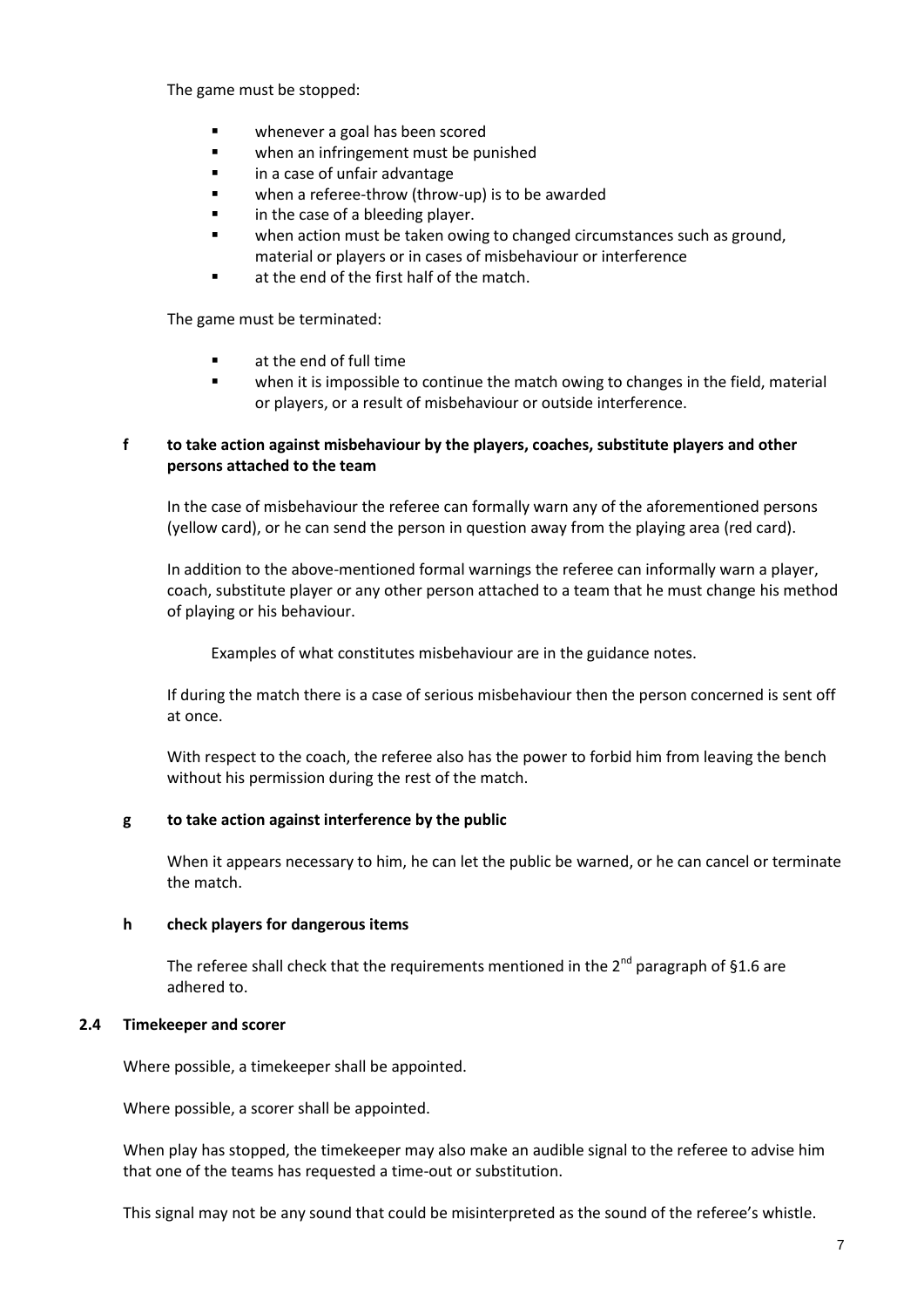The game must be stopped:

- whenever a goal has been scored
- when an infringement must be punished
- in a case of unfair advantage
- when a referee-throw (throw-up) is to be awarded
- in the case of a bleeding player.
- when action must be taken owing to changed circumstances such as ground, material or players or in cases of misbehaviour or interference
- at the end of the first half of the match.

The game must be terminated:

- at the end of full time
- when it is impossible to continue the match owing to changes in the field, material or players, or a result of misbehaviour or outside interference.

**f to take action against misbehaviour by the players, coaches, substitute players and other persons attached to the team**

In the case of misbehaviour the referee can formally warn any of the aforementioned persons (yellow card), or he can send the person in question away from the playing area (red card).

In addition to the above-mentioned formal warnings the referee can informally warn a player, coach, substitute player or any other person attached to a team that he must change his method of playing or his behaviour.

Examples of what constitutes misbehaviour are in the guidance notes.

If during the match there is a case of serious misbehaviour then the person concerned is sent off at once.

With respect to the coach, the referee also has the power to forbid him from leaving the bench without his permission during the rest of the match.

**g to take action against interference by the public**

When it appears necessary to him, he can let the public be warned, or he can cancel or terminate the match.

**h check players for dangerous items**

The referee shall check that the requirements mentioned in the 2nd paragraph of §1.6 are adhered to.

### 2.4 Timekeeper and scorer

Where possible, a timekeeper shall be appointed.

Where possible, a scorer shall be appointed.

When play has stopped, the timekeeper may also make an audible signal to the referee to advise him that one of the teams has requested a time-out or substitution.

This signal may not be any sound that could be misinterpreted as the sound of the referee's whistle.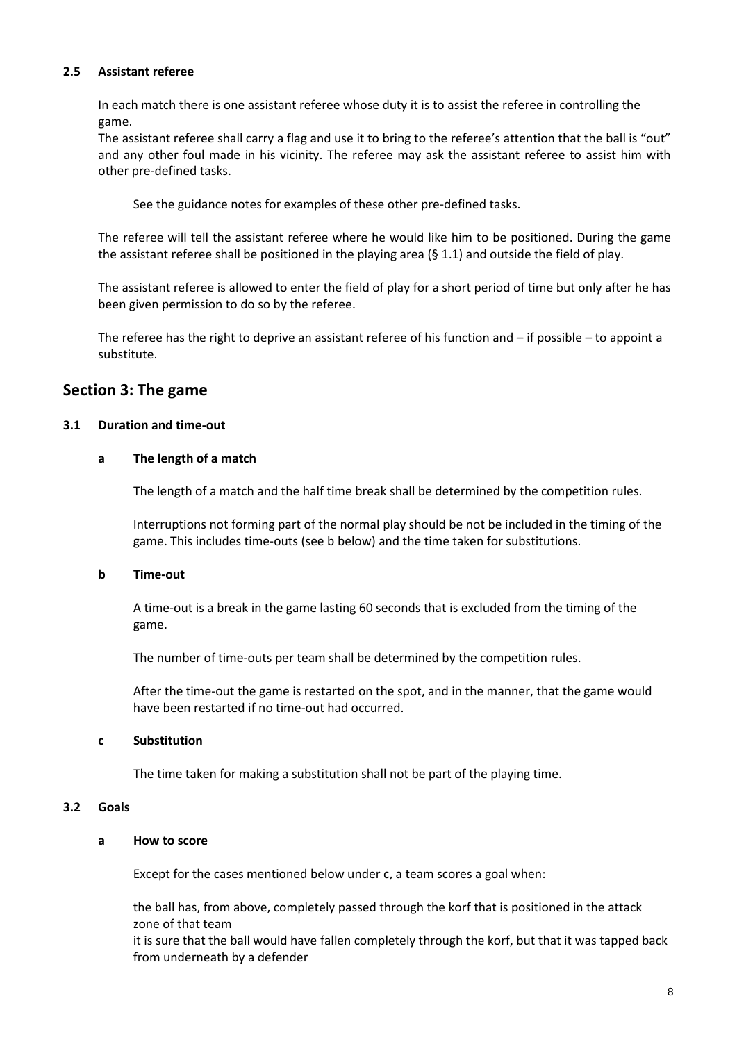### 2.5 Assistant referee

In each match there is one assistant referee whose duty it is to assist the referee in controlling the game.

The assistant referee shall carry a flag and use it to bring to the referee's attention that the ball is "out" and any other foul made in his vicinity. The referee may ask the assistant referee to assist him with other pre-defined tasks.

See the guidance notes for examples of these other pre-defined tasks.

The referee will tell the assistant referee where he would like him to be positioned. During the game the assistant referee shall be positioned in the playing area (§ 1.1) and outside the field of play.

The assistant referee is allowed to enter the field of play for a short period of time but only after he has been given permission to do so by the referee.

The referee has the right to deprive an assistant referee of his function and – if possible – to appoint a substitute.

## Section 3: The game

### 3.1 Duration and time-out

#### a The length of a match

The length of a match and the half time break shall be determined by the competition rules.

Interruptions not forming part of the normal play should be not be included in the timing of the game. This includes time-outs (see b below) and the time taken for substitutions.

#### b Time-out

A time-out is a break in the game lasting 60 seconds that is excluded from the timing of the game.

The number of time-outs per team shall be determined by the competition rules.

After the time-out the game is restarted on the spot, and in the manner, that the game would have been restarted if no time-out had occurred.

#### c Substitution

The time taken for making a substitution shall not be part of the playing time.

### 3.2 Goals

#### a How to score

Except for the cases mentioned below under c, a team scores a goal when:

the ball has, from above, completely passed through the korf that is positioned in the attack zone of that team

it is sure that the ball would have fallen completely through the korf, but that it was tapped back from underneath by a defender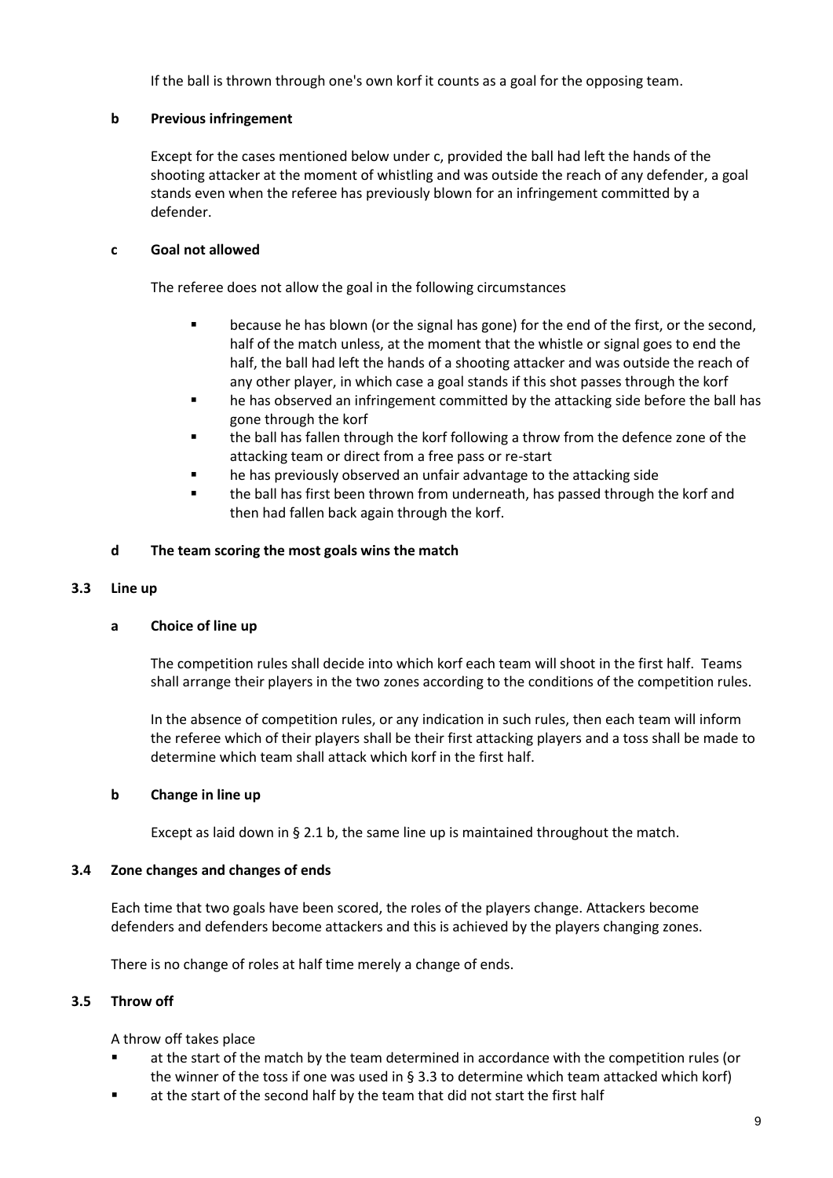If the ball is thrown through one's own korf it counts as a goal for the opposing team.

#### b Previous infringement

Except for the cases mentioned below under c, provided the ball had left the hands of the shooting attacker at the moment of whistling and was outside the reach of any defender, a goal stands even when the referee has previously blown for an infringement committed by a defender.

#### c Goal not allowed

The referee does not allow the goal in the following circumstances

- because he has blown (or the signal has gone) for the end of the first, or the second, half of the match unless, at the moment that the whistle or signal goes to end the half, the ball had left the hands of a shooting attacker and was outside the reach of any other player, in which case a goal stands if this shot passes through the korf
- he has observed an infringement committed by the attacking side before the ball has gone through the korf
- the ball has fallen through the korf following a throw from the defence zone of the attacking team or direct from a free pass or re-start
- he has previously observed an unfair advantage to the attacking side
- the ball has first been thrown from underneath, has passed through the korf and then had fallen back again through the korf.

#### d The team scoring the most goals wins the match

### 3.3 Line up

#### a Choice of line up

The competition rules shall decide into which korf each team will shoot in the first half. Teams shall arrange their players in the two zones according to the conditions of the competition rules.

In the absence of competition rules, or any indication in such rules, then each team will inform the referee which of their players shall be their first attacking players and a toss shall be made to determine which team shall attack which korf in the first half.

#### b Change in line up

Except as laid down in § 2.1 b, the same line up is maintained throughout the match.

### 3.4 Zone changes and changes of ends

Each time that two goals have been scored, the roles of the players change. Attackers become defenders and defenders become attackers and this is achieved by the players changing zones.

There is no change of roles at half time merely a change of ends.

### 3.5 Throw off

A throw off takes place

- at the start of the match by the team determined in accordance with the competition rules (or the winner of the toss if one was used in § 3.3 to determine which team attacked which korf)
- at the start of the second half by the team that did not start the first half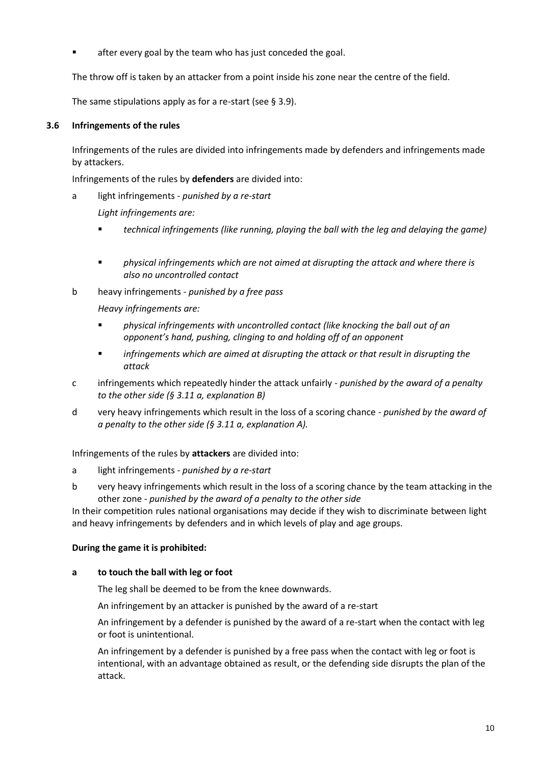- after every goal by the team who has just conceded the goal.

The throw off is taken by an attacker from a point inside his zone near the centre of the field.

The same stipulations apply as for a re-start (see § 3.9).

### 3.6 Infringements of the rules

Infringements of the rules are divided into infringements made by defenders and infringements made by attackers.

Infringements of the rules by **defenders** are divided into:

a light infringements - *punished by a re-start*

*Light infringements are:*

- *technical infringements (like running, playing the ball with the leg and delaying the game)*
- *physical infringements which are not aimed at disrupting the attack and where there is also no uncontrolled contact*

b heavy infringements - *punished by a free pass*

*Heavy infringements are:*

- *physical infringements with uncontrolled contact (like knocking the ball out of an opponent's hand, pushing, clinging to and holding off of an opponent*
- *infringements which are aimed at disrupting the attack or that result in disrupting the attack*

c infringements which repeatedly hinder the attack unfairly - *punished by the award of a penalty to the other side (§ 3.11 a, explanation B)*

d very heavy infringements which result in the loss of a scoring chance - *punished by the award of a penalty to the other side (§ 3.11 a, explanation A).*

Infringements of the rules by **attackers** are divided into:

a light infringements - *punished by a re-start*

b very heavy infringements which result in the loss of a scoring chance by the team attacking in the other zone - *punished by the award of a penalty to the other side*

In their competition rules national organisations may decide if they wish to discriminate between light and heavy infringements by defenders and in which levels of play and age groups.

**During the game it is prohibited:**

**a to touch the ball with leg or foot**

The leg shall be deemed to be from the knee downwards.

An infringement by an attacker is punished by the award of a re-start

An infringement by a defender is punished by the award of a re-start when the contact with leg or foot is unintentional.

An infringement by a defender is punished by a free pass when the contact with leg or foot is intentional, with an advantage obtained as result, or the defending side disrupts the plan of the attack.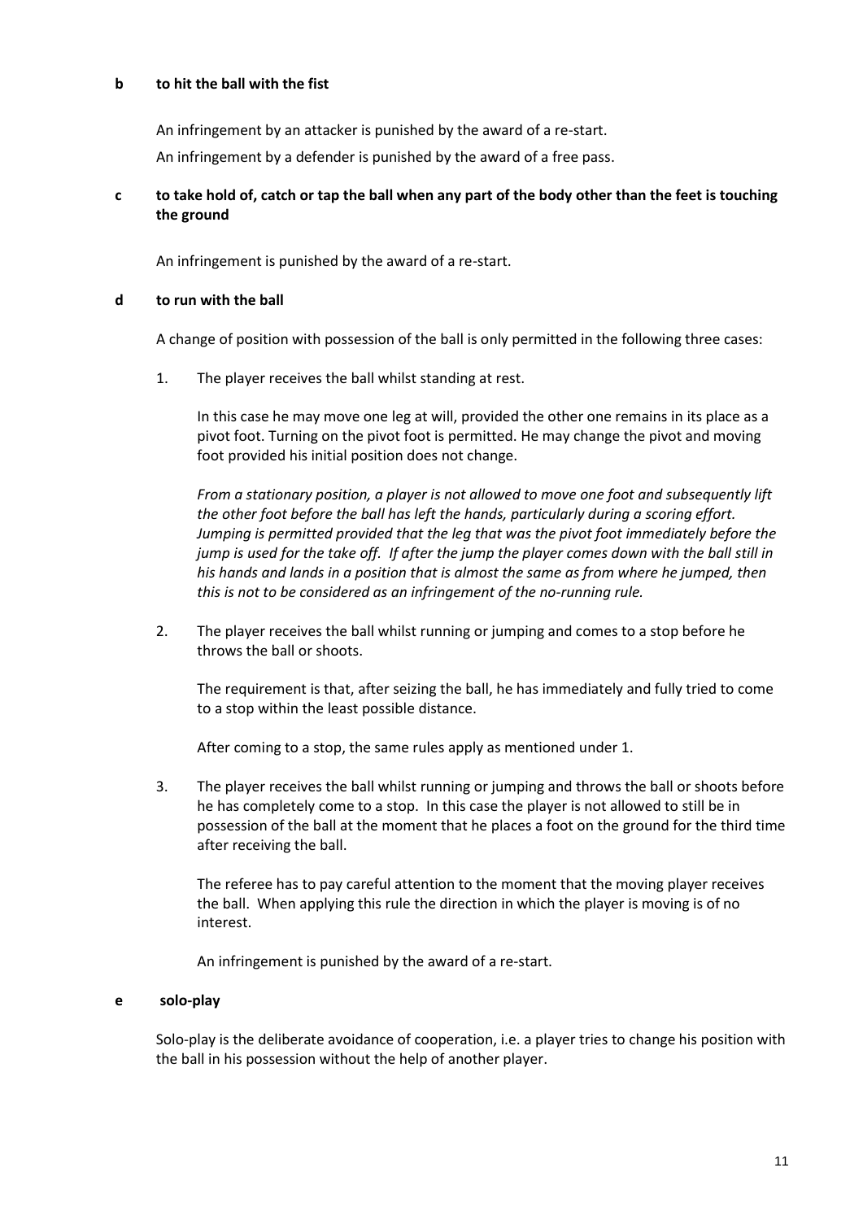**b to hit the ball with the fist**

An infringement by an attacker is punished by the award of a re-start.

An infringement by a defender is punished by the award of a free pass.

**c to take hold of, catch or tap the ball when any part of the body other than the feet is touching the ground**

An infringement is punished by the award of a re-start.

**d to run with the ball**

A change of position with possession of the ball is only permitted in the following three cases:

1. The player receives the ball whilst standing at rest.

   In this case he may move one leg at will, provided the other one remains in its place as a pivot foot. Turning on the pivot foot is permitted. He may change the pivot and moving foot provided his initial position does not change.

   *From a stationary position, a player is not allowed to move one foot and subsequently lift the other foot before the ball has left the hands, particularly during a scoring effort. Jumping is permitted provided that the leg that was the pivot foot immediately before the jump is used for the take off. If after the jump the player comes down with the ball still in his hands and lands in a position that is almost the same as from where he jumped, then this is not to be considered as an infringement of the no-running rule.*

2. The player receives the ball whilst running or jumping and comes to a stop before he throws the ball or shoots.

   The requirement is that, after seizing the ball, he has immediately and fully tried to come to a stop within the least possible distance.

   After coming to a stop, the same rules apply as mentioned under 1.

3. The player receives the ball whilst running or jumping and throws the ball or shoots before he has completely come to a stop. In this case the player is not allowed to still be in possession of the ball at the moment that he places a foot on the ground for the third time after receiving the ball.

   The referee has to pay careful attention to the moment that the moving player receives the ball. When applying this rule the direction in which the player is moving is of no interest.

   An infringement is punished by the award of a re-start.

**e solo-play**

Solo-play is the deliberate avoidance of cooperation, i.e. a player tries to change his position with the ball in his possession without the help of another player.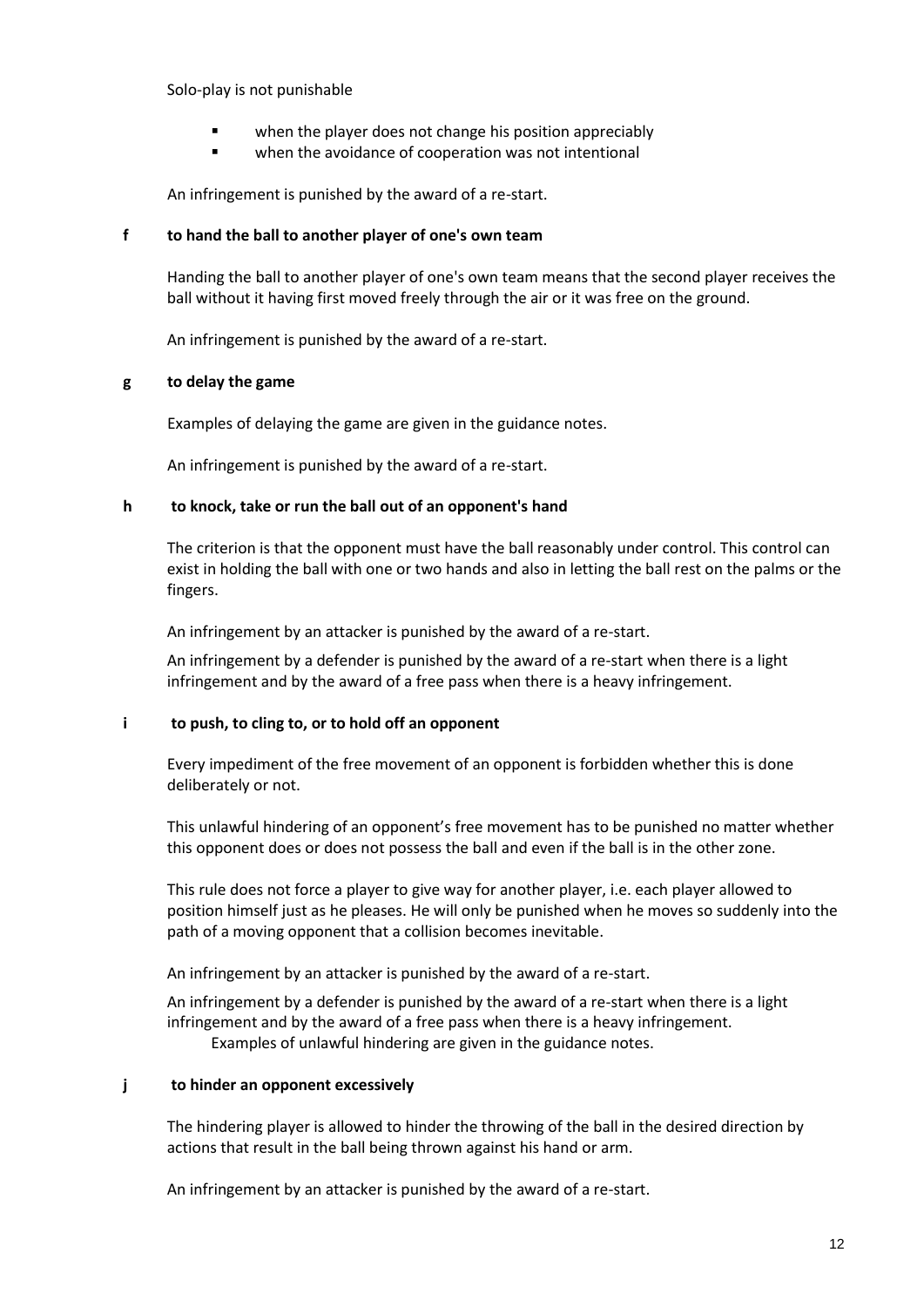Solo-play is not punishable

- when the player does not change his position appreciably
- when the avoidance of cooperation was not intentional

An infringement is punished by the award of a re-start.

**f to hand the ball to another player of one's own team**

Handing the ball to another player of one's own team means that the second player receives the ball without it having first moved freely through the air or it was free on the ground.

An infringement is punished by the award of a re-start.

**g to delay the game**

Examples of delaying the game are given in the guidance notes.

An infringement is punished by the award of a re-start.

**h to knock, take or run the ball out of an opponent's hand**

The criterion is that the opponent must have the ball reasonably under control. This control can exist in holding the ball with one or two hands and also in letting the ball rest on the palms or the fingers.

An infringement by an attacker is punished by the award of a re-start.

An infringement by a defender is punished by the award of a re-start when there is a light infringement and by the award of a free pass when there is a heavy infringement.

**i to push, to cling to, or to hold off an opponent**

Every impediment of the free movement of an opponent is forbidden whether this is done deliberately or not.

This unlawful hindering of an opponent's free movement has to be punished no matter whether this opponent does or does not possess the ball and even if the ball is in the other zone.

This rule does not force a player to give way for another player, i.e. each player allowed to position himself just as he pleases. He will only be punished when he moves so suddenly into the path of a moving opponent that a collision becomes inevitable.

An infringement by an attacker is punished by the award of a re-start.

An infringement by a defender is punished by the award of a re-start when there is a light infringement and by the award of a free pass when there is a heavy infringement.
Examples of unlawful hindering are given in the guidance notes.

**j to hinder an opponent excessively**

The hindering player is allowed to hinder the throwing of the ball in the desired direction by actions that result in the ball being thrown against his hand or arm.

An infringement by an attacker is punished by the award of a re-start.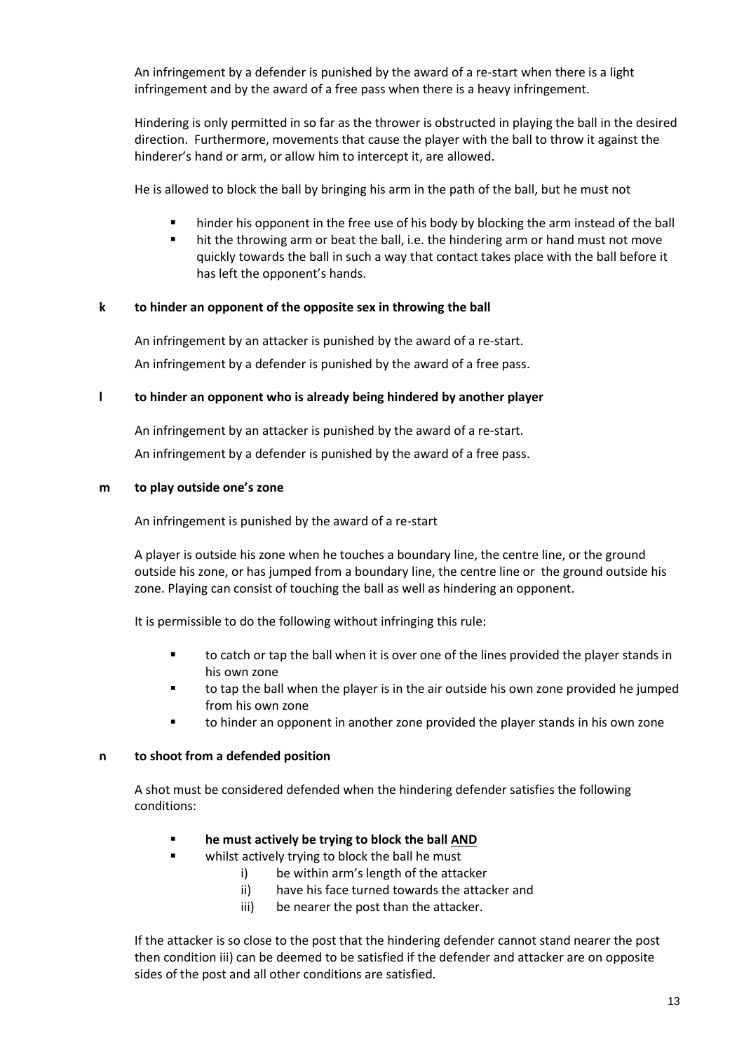An infringement by a defender is punished by the award of a re-start when there is a light infringement and by the award of a free pass when there is a heavy infringement.

Hindering is only permitted in so far as the thrower is obstructed in playing the ball in the desired direction. Furthermore, movements that cause the player with the ball to throw it against the hinderer's hand or arm, or allow him to intercept it, are allowed.

He is allowed to block the ball by bringing his arm in the path of the ball, but he must not

- hinder his opponent in the free use of his body by blocking the arm instead of the ball
- hit the throwing arm or beat the ball, i.e. the hindering arm or hand must not move quickly towards the ball in such a way that contact takes place with the ball before it has left the opponent's hands.

**k to hinder an opponent of the opposite sex in throwing the ball**

An infringement by an attacker is punished by the award of a re-start.

An infringement by a defender is punished by the award of a free pass.

**l to hinder an opponent who is already being hindered by another player**

An infringement by an attacker is punished by the award of a re-start.

An infringement by a defender is punished by the award of a free pass.

**m to play outside one's zone**

An infringement is punished by the award of a re-start

A player is outside his zone when he touches a boundary line, the centre line, or the ground outside his zone, or has jumped from a boundary line, the centre line or the ground outside his zone. Playing can consist of touching the ball as well as hindering an opponent.

It is permissible to do the following without infringing this rule:

- to catch or tap the ball when it is over one of the lines provided the player stands in his own zone
- to tap the ball when the player is in the air outside his own zone provided he jumped from his own zone
- to hinder an opponent in another zone provided the player stands in his own zone

**n to shoot from a defended position**

A shot must be considered defended when the hindering defender satisfies the following conditions:

- **he must actively be trying to block the ball AND**
- whilst actively trying to block the ball he must
  - i) be within arm's length of the attacker
  - ii) have his face turned towards the attacker and
  - iii) be nearer the post than the attacker.

If the attacker is so close to the post that the hindering defender cannot stand nearer the post then condition iii) can be deemed to be satisfied if the defender and attacker are on opposite sides of the post and all other conditions are satisfied.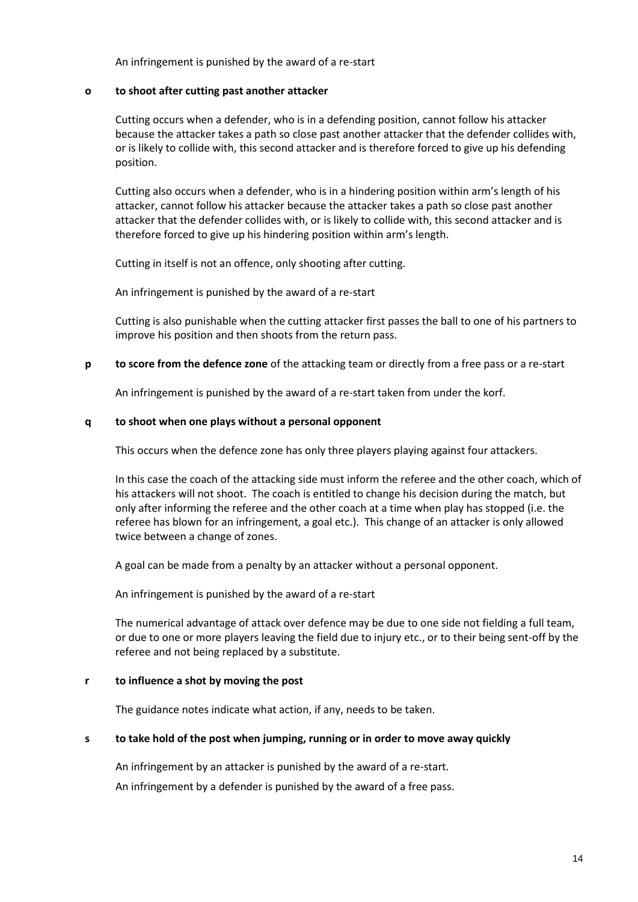An infringement is punished by the award of a re-start

**o to shoot after cutting past another attacker**

Cutting occurs when a defender, who is in a defending position, cannot follow his attacker because the attacker takes a path so close past another attacker that the defender collides with, or is likely to collide with, this second attacker and is therefore forced to give up his defending position.

Cutting also occurs when a defender, who is in a hindering position within arm's length of his attacker, cannot follow his attacker because the attacker takes a path so close past another attacker that the defender collides with, or is likely to collide with, this second attacker and is therefore forced to give up his hindering position within arm's length.

Cutting in itself is not an offence, only shooting after cutting.

An infringement is punished by the award of a re-start

Cutting is also punishable when the cutting attacker first passes the ball to one of his partners to improve his position and then shoots from the return pass.

**p to score from the defence zone** of the attacking team or directly from a free pass or a re-start

An infringement is punished by the award of a re-start taken from under the korf.

**q to shoot when one plays without a personal opponent**

This occurs when the defence zone has only three players playing against four attackers.

In this case the coach of the attacking side must inform the referee and the other coach, which of his attackers will not shoot. The coach is entitled to change his decision during the match, but only after informing the referee and the other coach at a time when play has stopped (i.e. the referee has blown for an infringement, a goal etc.). This change of an attacker is only allowed twice between a change of zones.

A goal can be made from a penalty by an attacker without a personal opponent.

An infringement is punished by the award of a re-start

The numerical advantage of attack over defence may be due to one side not fielding a full team, or due to one or more players leaving the field due to injury etc., or to their being sent-off by the referee and not being replaced by a substitute.

**r to influence a shot by moving the post**

The guidance notes indicate what action, if any, needs to be taken.

**s to take hold of the post when jumping, running or in order to move away quickly**

An infringement by an attacker is punished by the award of a re-start.

An infringement by a defender is punished by the award of a free pass.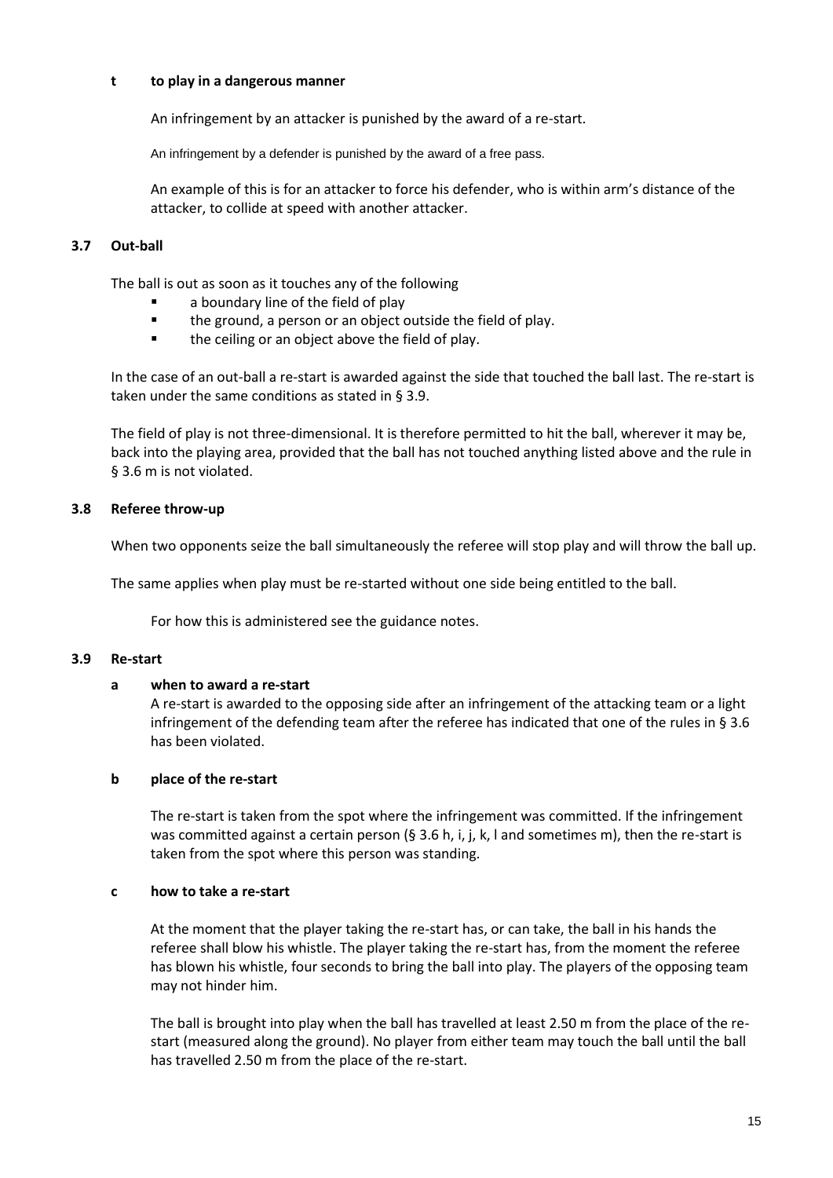**t to play in a dangerous manner**

An infringement by an attacker is punished by the award of a re-start.

An infringement by a defender is punished by the award of a free pass.

An example of this is for an attacker to force his defender, who is within arm's distance of the attacker, to collide at speed with another attacker.

### 3.7 Out-ball

The ball is out as soon as it touches any of the following

- a boundary line of the field of play
- the ground, a person or an object outside the field of play.
- the ceiling or an object above the field of play.

In the case of an out-ball a re-start is awarded against the side that touched the ball last. The re-start is taken under the same conditions as stated in § 3.9.

The field of play is not three-dimensional. It is therefore permitted to hit the ball, wherever it may be, back into the playing area, provided that the ball has not touched anything listed above and the rule in § 3.6 m is not violated.

### 3.8 Referee throw-up

When two opponents seize the ball simultaneously the referee will stop play and will throw the ball up.

The same applies when play must be re-started without one side being entitled to the ball.

For how this is administered see the guidance notes.

### 3.9 Re-start

**a when to award a re-start**

A re-start is awarded to the opposing side after an infringement of the attacking team or a light infringement of the defending team after the referee has indicated that one of the rules in § 3.6 has been violated.

**b place of the re-start**

The re-start is taken from the spot where the infringement was committed. If the infringement was committed against a certain person (§ 3.6 h, i, j, k, l and sometimes m), then the re-start is taken from the spot where this person was standing.

**c how to take a re-start**

At the moment that the player taking the re-start has, or can take, the ball in his hands the referee shall blow his whistle. The player taking the re-start has, from the moment the referee has blown his whistle, four seconds to bring the ball into play. The players of the opposing team may not hinder him.

The ball is brought into play when the ball has travelled at least 2.50 m from the place of the re-start (measured along the ground). No player from either team may touch the ball until the ball has travelled 2.50 m from the place of the re-start.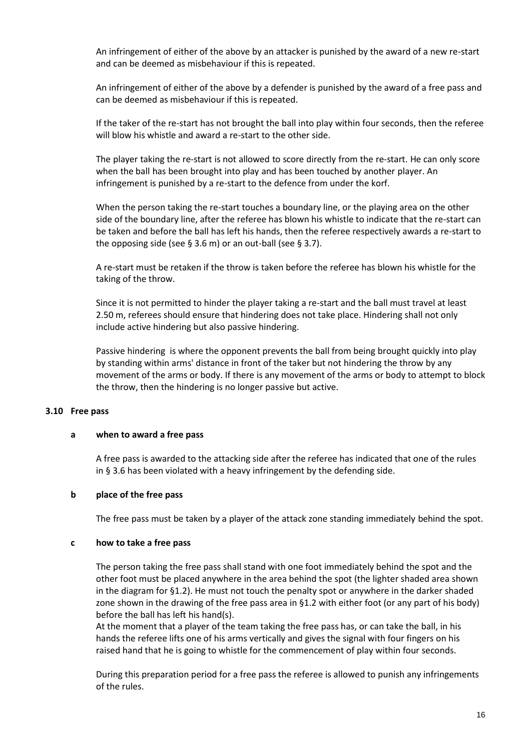An infringement of either of the above by an attacker is punished by the award of a new re-start and can be deemed as misbehaviour if this is repeated.

An infringement of either of the above by a defender is punished by the award of a free pass and can be deemed as misbehaviour if this is repeated.

If the taker of the re-start has not brought the ball into play within four seconds, then the referee will blow his whistle and award a re-start to the other side.

The player taking the re-start is not allowed to score directly from the re-start. He can only score when the ball has been brought into play and has been touched by another player. An infringement is punished by a re-start to the defence from under the korf.

When the person taking the re-start touches a boundary line, or the playing area on the other side of the boundary line, after the referee has blown his whistle to indicate that the re-start can be taken and before the ball has left his hands, then the referee respectively awards a re-start to the opposing side (see § 3.6 m) or an out-ball (see § 3.7).

A re-start must be retaken if the throw is taken before the referee has blown his whistle for the taking of the throw.

Since it is not permitted to hinder the player taking a re-start and the ball must travel at least 2.50 m, referees should ensure that hindering does not take place. Hindering shall not only include active hindering but also passive hindering.

Passive hindering is where the opponent prevents the ball from being brought quickly into play by standing within arms' distance in front of the taker but not hindering the throw by any movement of the arms or body. If there is any movement of the arms or body to attempt to block the throw, then the hindering is no longer passive but active.

### 3.10 Free pass

#### a when to award a free pass

A free pass is awarded to the attacking side after the referee has indicated that one of the rules in § 3.6 has been violated with a heavy infringement by the defending side.

#### b place of the free pass

The free pass must be taken by a player of the attack zone standing immediately behind the spot.

#### c how to take a free pass

The person taking the free pass shall stand with one foot immediately behind the spot and the other foot must be placed anywhere in the area behind the spot (the lighter shaded area shown in the diagram for §1.2). He must not touch the penalty spot or anywhere in the darker shaded zone shown in the drawing of the free pass area in §1.2 with either foot (or any part of his body) before the ball has left his hand(s).
At the moment that a player of the team taking the free pass has, or can take the ball, in his hands the referee lifts one of his arms vertically and gives the signal with four fingers on his raised hand that he is going to whistle for the commencement of play within four seconds.

During this preparation period for a free pass the referee is allowed to punish any infringements of the rules.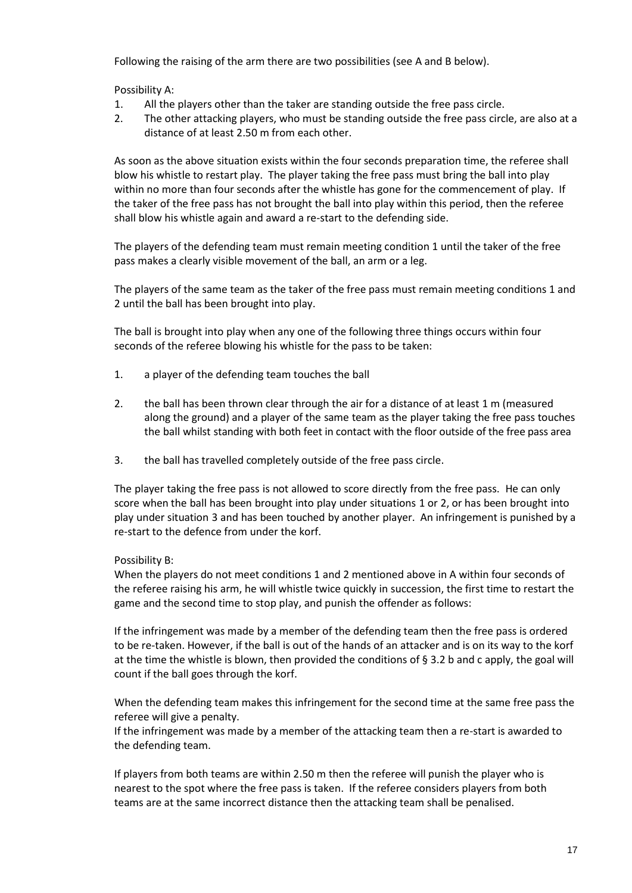Following the raising of the arm there are two possibilities (see A and B below).

Possibility A:

1. All the players other than the taker are standing outside the free pass circle.
2. The other attacking players, who must be standing outside the free pass circle, are also at a distance of at least 2.50 m from each other.

As soon as the above situation exists within the four seconds preparation time, the referee shall blow his whistle to restart play. The player taking the free pass must bring the ball into play within no more than four seconds after the whistle has gone for the commencement of play. If the taker of the free pass has not brought the ball into play within this period, then the referee shall blow his whistle again and award a re-start to the defending side.

The players of the defending team must remain meeting condition 1 until the taker of the free pass makes a clearly visible movement of the ball, an arm or a leg.

The players of the same team as the taker of the free pass must remain meeting conditions 1 and 2 until the ball has been brought into play.

The ball is brought into play when any one of the following three things occurs within four seconds of the referee blowing his whistle for the pass to be taken:

1. a player of the defending team touches the ball

2. the ball has been thrown clear through the air for a distance of at least 1 m (measured along the ground) and a player of the same team as the player taking the free pass touches the ball whilst standing with both feet in contact with the floor outside of the free pass area

3. the ball has travelled completely outside of the free pass circle.

The player taking the free pass is not allowed to score directly from the free pass. He can only score when the ball has been brought into play under situations 1 or 2, or has been brought into play under situation 3 and has been touched by another player. An infringement is punished by a re-start to the defence from under the korf.

Possibility B:
When the players do not meet conditions 1 and 2 mentioned above in A within four seconds of the referee raising his arm, he will whistle twice quickly in succession, the first time to restart the game and the second time to stop play, and punish the offender as follows:

If the infringement was made by a member of the defending team then the free pass is ordered to be re-taken. However, if the ball is out of the hands of an attacker and is on its way to the korf at the time the whistle is blown, then provided the conditions of § 3.2 b and c apply, the goal will count if the ball goes through the korf.

When the defending team makes this infringement for the second time at the same free pass the referee will give a penalty.
If the infringement was made by a member of the attacking team then a re-start is awarded to the defending team.

If players from both teams are within 2.50 m then the referee will punish the player who is nearest to the spot where the free pass is taken. If the referee considers players from both teams are at the same incorrect distance then the attacking team shall be penalised.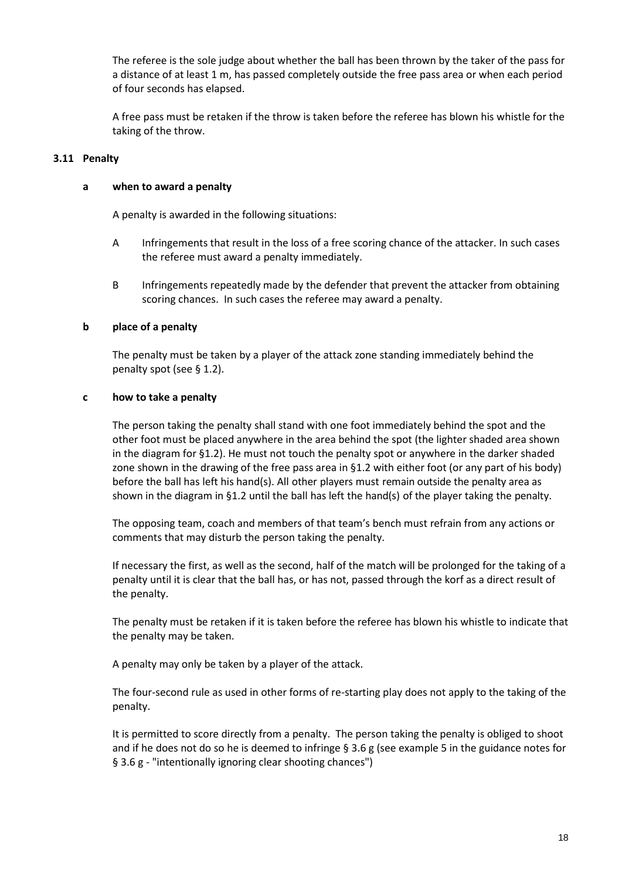The referee is the sole judge about whether the ball has been thrown by the taker of the pass for a distance of at least 1 m, has passed completely outside the free pass area or when each period of four seconds has elapsed.

A free pass must be retaken if the throw is taken before the referee has blown his whistle for the taking of the throw.

### 3.11 Penalty

#### a when to award a penalty

A penalty is awarded in the following situations:

- A Infringements that result in the loss of a free scoring chance of the attacker. In such cases the referee must award a penalty immediately.
- B Infringements repeatedly made by the defender that prevent the attacker from obtaining scoring chances. In such cases the referee may award a penalty.

#### b place of a penalty

The penalty must be taken by a player of the attack zone standing immediately behind the penalty spot (see § 1.2).

#### c how to take a penalty

The person taking the penalty shall stand with one foot immediately behind the spot and the other foot must be placed anywhere in the area behind the spot (the lighter shaded area shown in the diagram for §1.2). He must not touch the penalty spot or anywhere in the darker shaded zone shown in the drawing of the free pass area in §1.2 with either foot (or any part of his body) before the ball has left his hand(s). All other players must remain outside the penalty area as shown in the diagram in §1.2 until the ball has left the hand(s) of the player taking the penalty.

The opposing team, coach and members of that team's bench must refrain from any actions or comments that may disturb the person taking the penalty.

If necessary the first, as well as the second, half of the match will be prolonged for the taking of a penalty until it is clear that the ball has, or has not, passed through the korf as a direct result of the penalty.

The penalty must be retaken if it is taken before the referee has blown his whistle to indicate that the penalty may be taken.

A penalty may only be taken by a player of the attack.

The four-second rule as used in other forms of re-starting play does not apply to the taking of the penalty.

It is permitted to score directly from a penalty. The person taking the penalty is obliged to shoot and if he does not do so he is deemed to infringe § 3.6 g (see example 5 in the guidance notes for § 3.6 g - "intentionally ignoring clear shooting chances")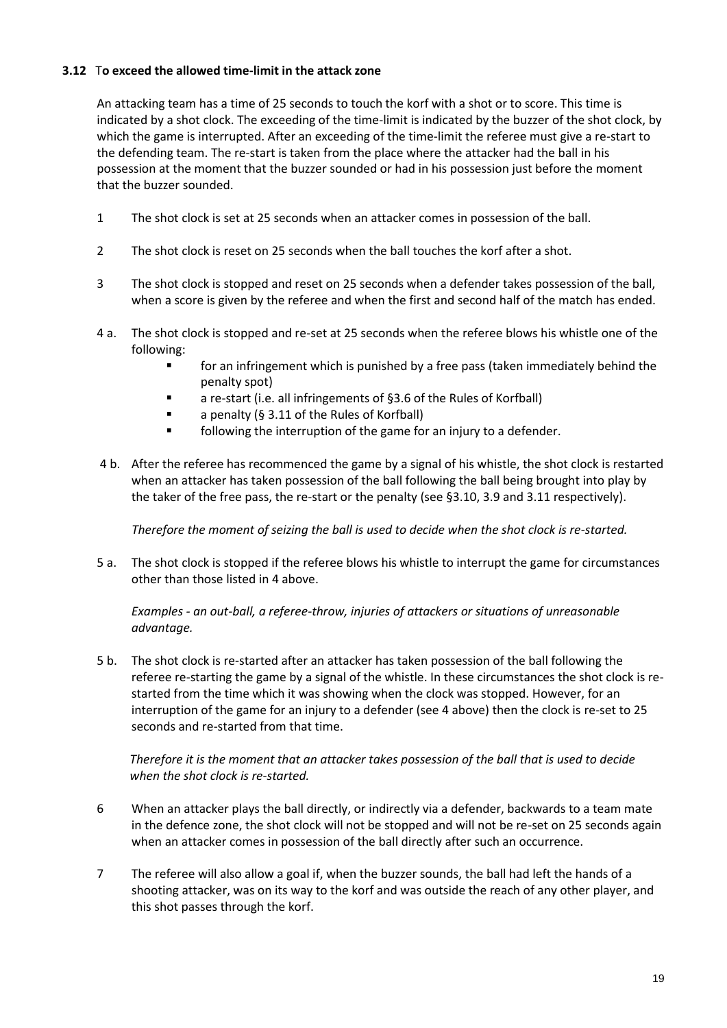### 3.12 To exceed the allowed time-limit in the attack zone

An attacking team has a time of 25 seconds to touch the korf with a shot or to score. This time is indicated by a shot clock. The exceeding of the time-limit is indicated by the buzzer of the shot clock, by which the game is interrupted. After an exceeding of the time-limit the referee must give a re-start to the defending team. The re-start is taken from the place where the attacker had the ball in his possession at the moment that the buzzer sounded or had in his possession just before the moment that the buzzer sounded.

1. The shot clock is set at 25 seconds when an attacker comes in possession of the ball.

2. The shot clock is reset on 25 seconds when the ball touches the korf after a shot.

3. The shot clock is stopped and reset on 25 seconds when a defender takes possession of the ball, when a score is given by the referee and when the first and second half of the match has ended.

4 a. The shot clock is stopped and re-set at 25 seconds when the referee blows his whistle one of the following:
   - for an infringement which is punished by a free pass (taken immediately behind the penalty spot)
   - a re-start (i.e. all infringements of §3.6 of the Rules of Korfball)
   - a penalty (§ 3.11 of the Rules of Korfball)
   - following the interruption of the game for an injury to a defender.

4 b. After the referee has recommenced the game by a signal of his whistle, the shot clock is restarted when an attacker has taken possession of the ball following the ball being brought into play by the taker of the free pass, the re-start or the penalty (see §3.10, 3.9 and 3.11 respectively).

   *Therefore the moment of seizing the ball is used to decide when the shot clock is re-started.*

5 a. The shot clock is stopped if the referee blows his whistle to interrupt the game for circumstances other than those listed in 4 above.

   *Examples - an out-ball, a referee-throw, injuries of attackers or situations of unreasonable advantage.*

5 b. The shot clock is re-started after an attacker has taken possession of the ball following the referee re-starting the game by a signal of the whistle. In these circumstances the shot clock is re-started from the time which it was showing when the clock was stopped. However, for an interruption of the game for an injury to a defender (see 4 above) then the clock is re-set to 25 seconds and re-started from that time.

   *Therefore it is the moment that an attacker takes possession of the ball that is used to decide when the shot clock is re-started.*

6. When an attacker plays the ball directly, or indirectly via a defender, backwards to a team mate in the defence zone, the shot clock will not be stopped and will not be re-set on 25 seconds again when an attacker comes in possession of the ball directly after such an occurrence.

7. The referee will also allow a goal if, when the buzzer sounds, the ball had left the hands of a shooting attacker, was on its way to the korf and was outside the reach of any other player, and this shot passes through the korf.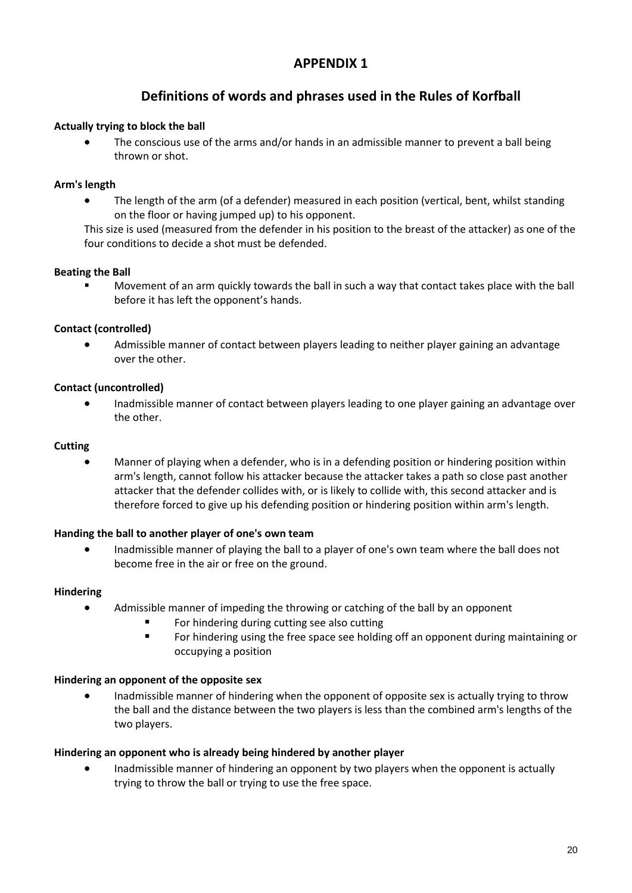# APPENDIX 1

## Definitions of words and phrases used in the Rules of Korfball

**Actually trying to block the ball**

- The conscious use of the arms and/or hands in an admissible manner to prevent a ball being thrown or shot.

**Arm's length**

- The length of the arm (of a defender) measured in each position (vertical, bent, whilst standing on the floor or having jumped up) to his opponent.

This size is used (measured from the defender in his position to the breast of the attacker) as one of the four conditions to decide a shot must be defended.

**Beating the Ball**

- Movement of an arm quickly towards the ball in such a way that contact takes place with the ball before it has left the opponent's hands.

**Contact (controlled)**

- Admissible manner of contact between players leading to neither player gaining an advantage over the other.

**Contact (uncontrolled)**

- Inadmissible manner of contact between players leading to one player gaining an advantage over the other.

**Cutting**

- Manner of playing when a defender, who is in a defending position or hindering position within arm's length, cannot follow his attacker because the attacker takes a path so close past another attacker that the defender collides with, or is likely to collide with, this second attacker and is therefore forced to give up his defending position or hindering position within arm's length.

**Handing the ball to another player of one's own team**

- Inadmissible manner of playing the ball to a player of one's own team where the ball does not become free in the air or free on the ground.

**Hindering**

- Admissible manner of impeding the throwing or catching of the ball by an opponent
  - For hindering during cutting see also cutting
  - For hindering using the free space see holding off an opponent during maintaining or occupying a position

**Hindering an opponent of the opposite sex**

- Inadmissible manner of hindering when the opponent of opposite sex is actually trying to throw the ball and the distance between the two players is less than the combined arm's lengths of the two players.

**Hindering an opponent who is already being hindered by another player**

- Inadmissible manner of hindering an opponent by two players when the opponent is actually trying to throw the ball or trying to use the free space.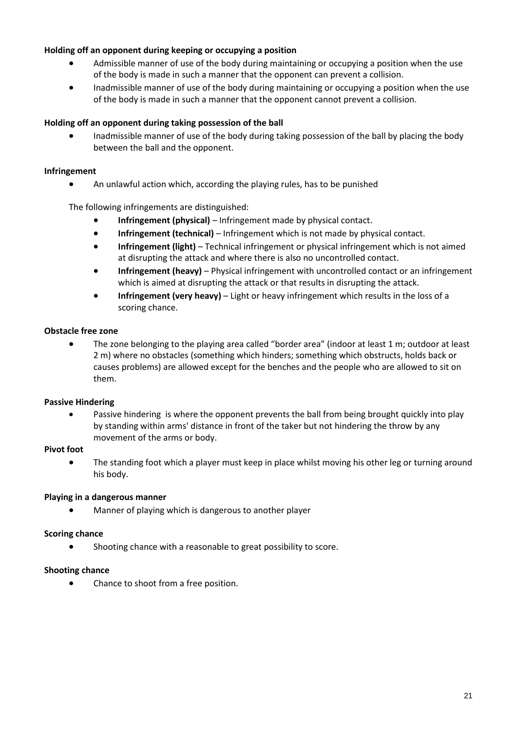**Holding off an opponent during keeping or occupying a position**

- Admissible manner of use of the body during maintaining or occupying a position when the use of the body is made in such a manner that the opponent can prevent a collision.
- Inadmissible manner of use of the body during maintaining or occupying a position when the use of the body is made in such a manner that the opponent cannot prevent a collision.

**Holding off an opponent during taking possession of the ball**

- Inadmissible manner of use of the body during taking possession of the ball by placing the body between the ball and the opponent.

**Infringement**

- An unlawful action which, according the playing rules, has to be punished

The following infringements are distinguished:

- **Infringement (physical)** – Infringement made by physical contact.
- **Infringement (technical)** – Infringement which is not made by physical contact.
- **Infringement (light)** – Technical infringement or physical infringement which is not aimed at disrupting the attack and where there is also no uncontrolled contact.
- **Infringement (heavy)** – Physical infringement with uncontrolled contact or an infringement which is aimed at disrupting the attack or that results in disrupting the attack.
- **Infringement (very heavy)** – Light or heavy infringement which results in the loss of a scoring chance.

**Obstacle free zone**

- The zone belonging to the playing area called "border area" (indoor at least 1 m; outdoor at least 2 m) where no obstacles (something which hinders; something which obstructs, holds back or causes problems) are allowed except for the benches and the people who are allowed to sit on them.

**Passive Hindering**

- Passive hindering is where the opponent prevents the ball from being brought quickly into play by standing within arms' distance in front of the taker but not hindering the throw by any movement of the arms or body.

**Pivot foot**

- The standing foot which a player must keep in place whilst moving his other leg or turning around his body.

**Playing in a dangerous manner**

- Manner of playing which is dangerous to another player

**Scoring chance**

- Shooting chance with a reasonable to great possibility to score.

**Shooting chance**

- Chance to shoot from a free position.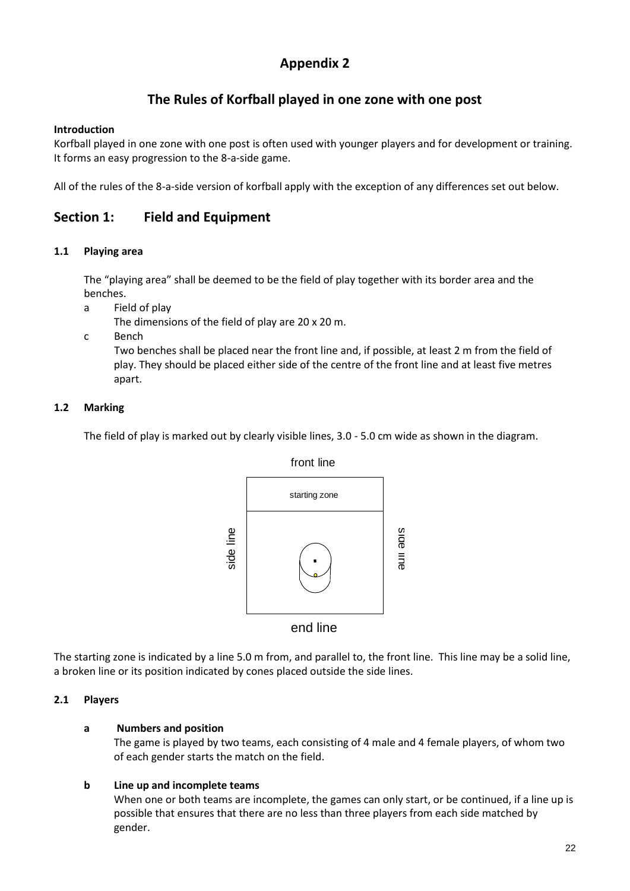# Appendix 2

## The Rules of Korfball played in one zone with one post

**Introduction**

Korfball played in one zone with one post is often used with younger players and for development or training. It forms an easy progression to the 8-a-side game.

All of the rules of the 8-a-side version of korfball apply with the exception of any differences set out below.

## Section 1: Field and Equipment

### 1.1 Playing area

The "playing area" shall be deemed to be the field of play together with its border area and the benches.

a Field of play
The dimensions of the field of play are 20 x 20 m.

c Bench
Two benches shall be placed near the front line and, if possible, at least 2 m from the field of play. They should be placed either side of the centre of the front line and at least five metres apart.

### 1.2 Marking

The field of play is marked out by clearly visible lines, 3.0 - 5.0 cm wide as shown in the diagram.

front line

starting zone

side line

side line

end line

The starting zone is indicated by a line 5.0 m from, and parallel to, the front line. This line may be a solid line, a broken line or its position indicated by cones placed outside the side lines.

### 2.1 Players

**a Numbers and position**
The game is played by two teams, each consisting of 4 male and 4 female players, of whom two of each gender starts the match on the field.

**b Line up and incomplete teams**
When one or both teams are incomplete, the games can only start, or be continued, if a line up is possible that ensures that there are no less than three players from each side matched by gender.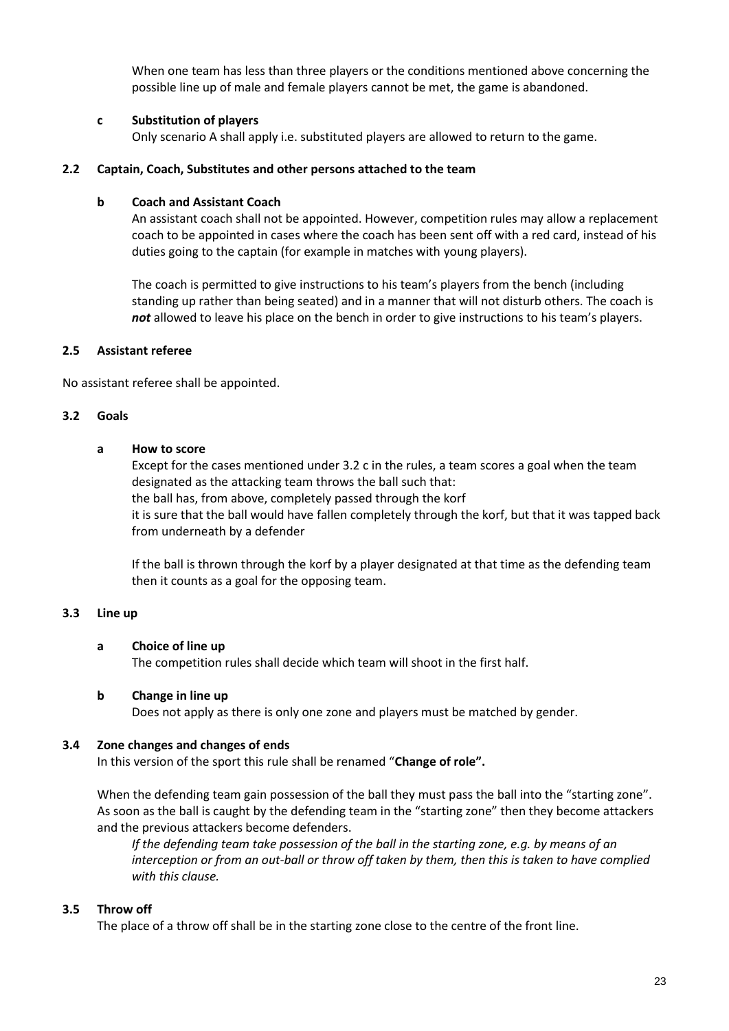When one team has less than three players or the conditions mentioned above concerning the possible line up of male and female players cannot be met, the game is abandoned.

#### c Substitution of players

Only scenario A shall apply i.e. substituted players are allowed to return to the game.

### 2.2 Captain, Coach, Substitutes and other persons attached to the team

#### b Coach and Assistant Coach

An assistant coach shall not be appointed. However, competition rules may allow a replacement coach to be appointed in cases where the coach has been sent off with a red card, instead of his duties going to the captain (for example in matches with young players).

The coach is permitted to give instructions to his team's players from the bench (including standing up rather than being seated) and in a manner that will not disturb others. The coach is ***not*** allowed to leave his place on the bench in order to give instructions to his team's players.

### 2.5 Assistant referee

No assistant referee shall be appointed.

### 3.2 Goals

#### a How to score

Except for the cases mentioned under 3.2 c in the rules, a team scores a goal when the team designated as the attacking team throws the ball such that:
the ball has, from above, completely passed through the korf
it is sure that the ball would have fallen completely through the korf, but that it was tapped back from underneath by a defender

If the ball is thrown through the korf by a player designated at that time as the defending team then it counts as a goal for the opposing team.

### 3.3 Line up

#### a Choice of line up

The competition rules shall decide which team will shoot in the first half.

#### b Change in line up

Does not apply as there is only one zone and players must be matched by gender.

### 3.4 Zone changes and changes of ends

In this version of the sport this rule shall be renamed "**Change of role".**

When the defending team gain possession of the ball they must pass the ball into the "starting zone". As soon as the ball is caught by the defending team in the "starting zone" then they become attackers and the previous attackers become defenders.

*If the defending team take possession of the ball in the starting zone, e.g. by means of an interception or from an out-ball or throw off taken by them, then this is taken to have complied with this clause.*

### 3.5 Throw off

The place of a throw off shall be in the starting zone close to the centre of the front line.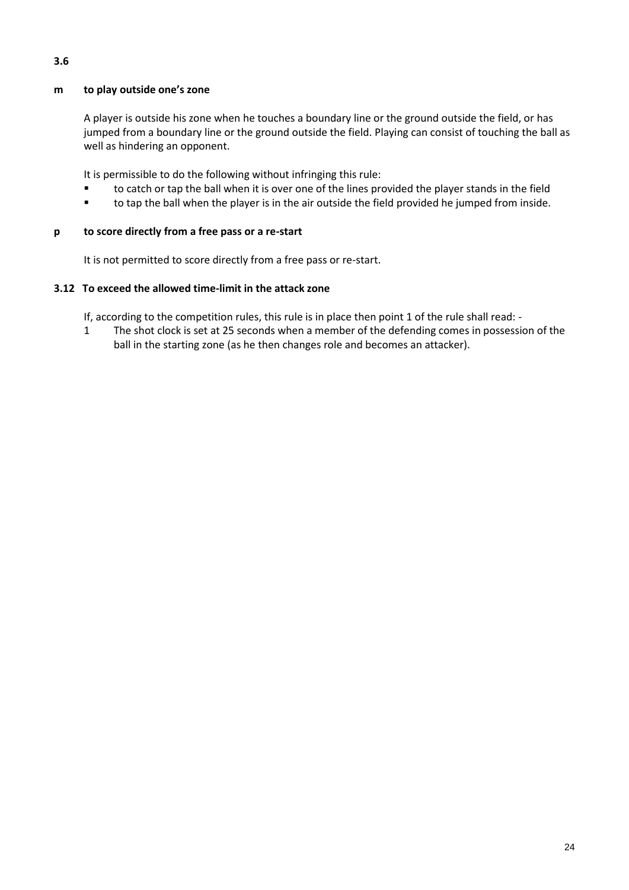**3.6**

**m to play outside one's zone**

A player is outside his zone when he touches a boundary line or the ground outside the field, or has jumped from a boundary line or the ground outside the field. Playing can consist of touching the ball as well as hindering an opponent.

It is permissible to do the following without infringing this rule:

- to catch or tap the ball when it is over one of the lines provided the player stands in the field
- to tap the ball when the player is in the air outside the field provided he jumped from inside.

**p to score directly from a free pass or a re-start**

It is not permitted to score directly from a free pass or re-start.

**3.12 To exceed the allowed time-limit in the attack zone**

If, according to the competition rules, this rule is in place then point 1 of the rule shall read: -

1 The shot clock is set at 25 seconds when a member of the defending comes in possession of the ball in the starting zone (as he then changes role and becomes an attacker).